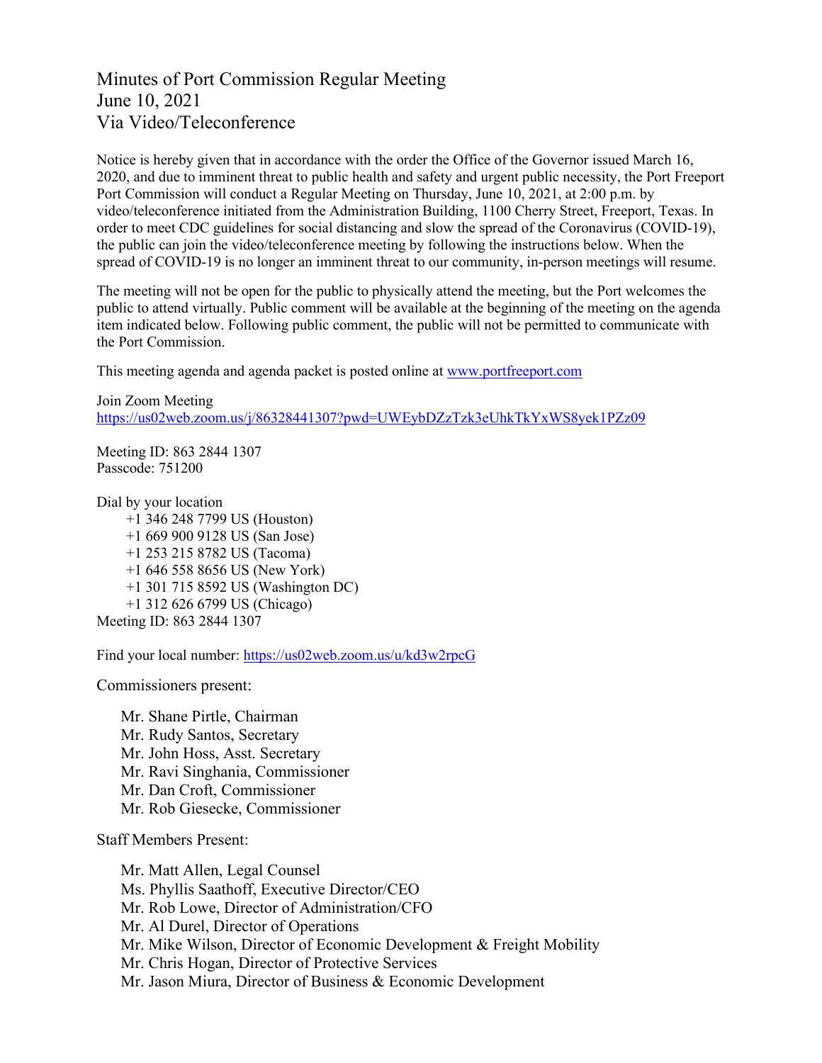# Minutes of Port Commission Regular Meeting
# June 10, 2021
# Via Video/Teleconference

Notice is hereby given that in accordance with the order the Office of the Governor issued March 16, 2020, and due to imminent threat to public health and safety and urgent public necessity, the Port Freeport Port Commission will conduct a Regular Meeting on Thursday, June 10, 2021, at 2:00 p.m. by video/teleconference initiated from the Administration Building, 1100 Cherry Street, Freeport, Texas. In order to meet CDC guidelines for social distancing and slow the spread of the Coronavirus (COVID-19), the public can join the video/teleconference meeting by following the instructions below. When the spread of COVID-19 is no longer an imminent threat to our community, in-person meetings will resume.

The meeting will not be open for the public to physically attend the meeting, but the Port welcomes the public to attend virtually. Public comment will be available at the beginning of the meeting on the agenda item indicated below. Following public comment, the public will not be permitted to communicate with the Port Commission.

This meeting agenda and agenda packet is posted online at [www.portfreeport.com](http://www.portfreeport.com)

Join Zoom Meeting
[https://us02web.zoom.us/j/86328441307?pwd=UWEybDZzTzk3eUhkTkYxWS8yek1PZz09](https://us02web.zoom.us/j/86328441307?pwd=UWEybDZzTzk3eUhkTkYxWS8yek1PZz09)

Meeting ID: 863 2844 1307
Passcode: 751200

Dial by your location
- +1 346 248 7799 US (Houston)
- +1 669 900 9128 US (San Jose)
- +1 253 215 8782 US (Tacoma)
- +1 646 558 8656 US (New York)
- +1 301 715 8592 US (Washington DC)
- +1 312 626 6799 US (Chicago)

Meeting ID: 863 2844 1307

Find your local number: [https://us02web.zoom.us/u/kd3w2rpcG](https://us02web.zoom.us/u/kd3w2rpcG)

Commissioners present:

- Mr. Shane Pirtle, Chairman
- Mr. Rudy Santos, Secretary
- Mr. John Hoss, Asst. Secretary
- Mr. Ravi Singhania, Commissioner
- Mr. Dan Croft, Commissioner
- Mr. Rob Giesecke, Commissioner

Staff Members Present:

- Mr. Matt Allen, Legal Counsel
- Ms. Phyllis Saathoff, Executive Director/CEO
- Mr. Rob Lowe, Director of Administration/CFO
- Mr. Al Durel, Director of Operations
- Mr. Mike Wilson, Director of Economic Development & Freight Mobility
- Mr. Chris Hogan, Director of Protective Services
- Mr. Jason Miura, Director of Business & Economic Development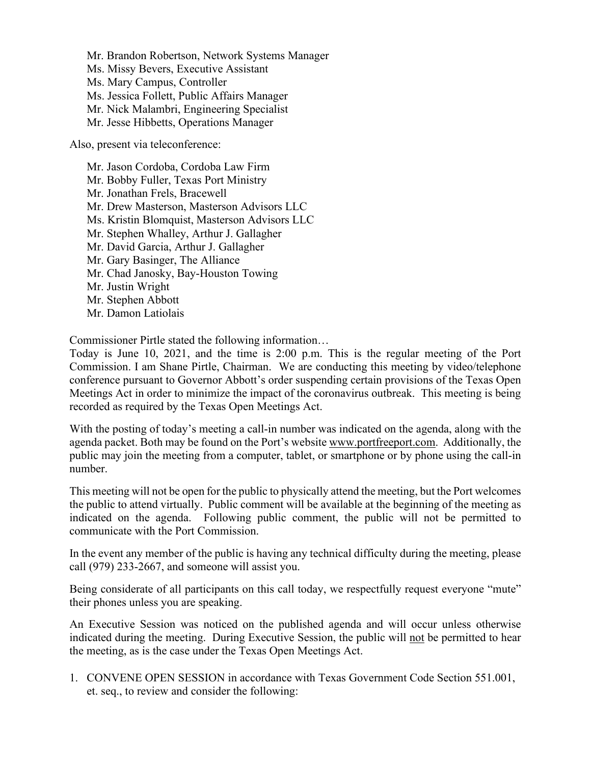Mr. Brandon Robertson, Network Systems Manager
Ms. Missy Bevers, Executive Assistant
Ms. Mary Campus, Controller
Ms. Jessica Follett, Public Affairs Manager
Mr. Nick Malambri, Engineering Specialist
Mr. Jesse Hibbetts, Operations Manager

Also, present via teleconference:

Mr. Jason Cordoba, Cordoba Law Firm
Mr. Bobby Fuller, Texas Port Ministry
Mr. Jonathan Frels, Bracewell
Mr. Drew Masterson, Masterson Advisors LLC
Ms. Kristin Blomquist, Masterson Advisors LLC
Mr. Stephen Whalley, Arthur J. Gallagher
Mr. David Garcia, Arthur J. Gallagher
Mr. Gary Basinger, The Alliance
Mr. Chad Janosky, Bay-Houston Towing
Mr. Justin Wright
Mr. Stephen Abbott
Mr. Damon Latiolais

Commissioner Pirtle stated the following information…
Today is June 10, 2021, and the time is 2:00 p.m. This is the regular meeting of the Port Commission. I am Shane Pirtle, Chairman. We are conducting this meeting by video/telephone conference pursuant to Governor Abbott's order suspending certain provisions of the Texas Open Meetings Act in order to minimize the impact of the coronavirus outbreak. This meeting is being recorded as required by the Texas Open Meetings Act.

With the posting of today's meeting a call-in number was indicated on the agenda, along with the agenda packet. Both may be found on the Port's website www.portfreeport.com. Additionally, the public may join the meeting from a computer, tablet, or smartphone or by phone using the call-in number.

This meeting will not be open for the public to physically attend the meeting, but the Port welcomes the public to attend virtually. Public comment will be available at the beginning of the meeting as indicated on the agenda. Following public comment, the public will not be permitted to communicate with the Port Commission.

In the event any member of the public is having any technical difficulty during the meeting, please call (979) 233-2667, and someone will assist you.

Being considerate of all participants on this call today, we respectfully request everyone "mute" their phones unless you are speaking.

An Executive Session was noticed on the published agenda and will occur unless otherwise indicated during the meeting. During Executive Session, the public will not be permitted to hear the meeting, as is the case under the Texas Open Meetings Act.

1. CONVENE OPEN SESSION in accordance with Texas Government Code Section 551.001, et. seq., to review and consider the following: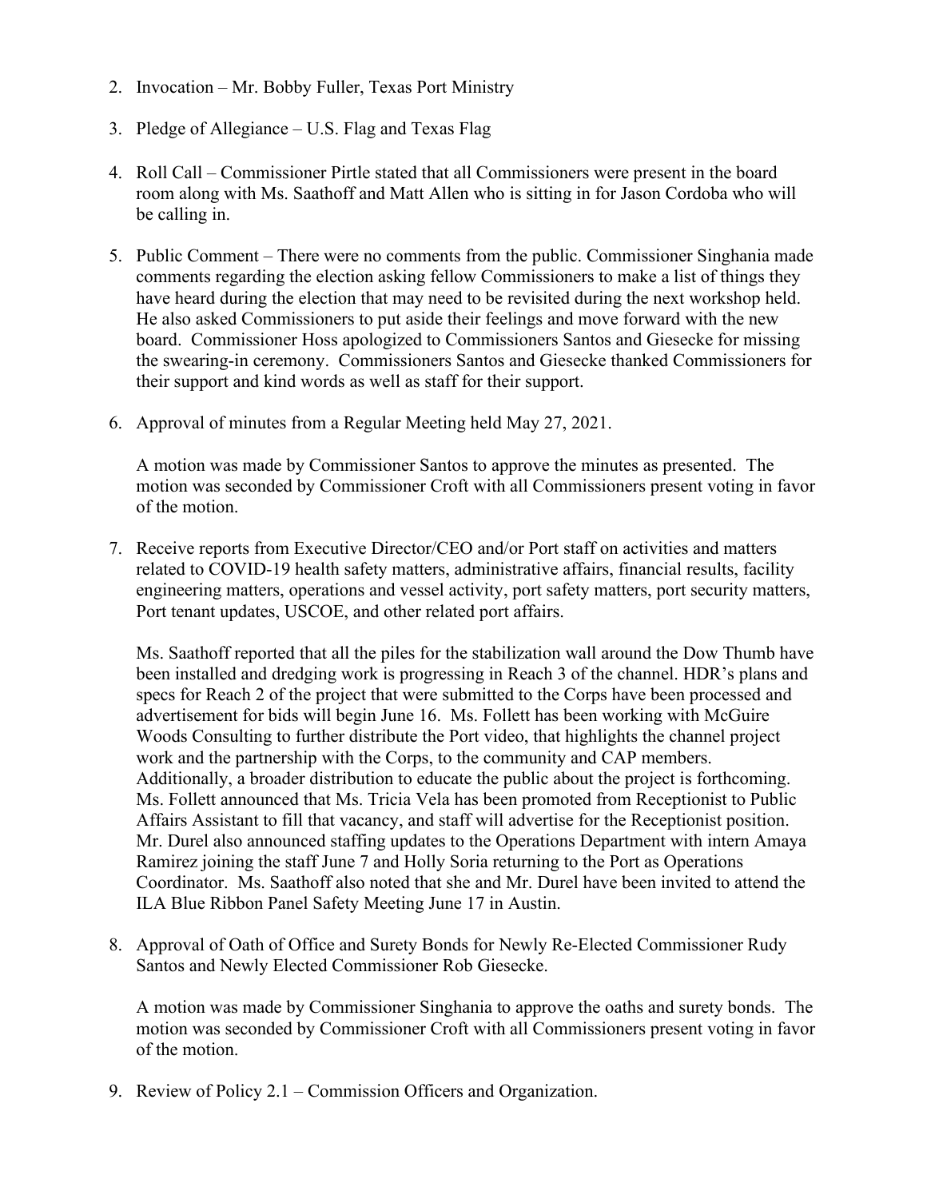2. Invocation – Mr. Bobby Fuller, Texas Port Ministry

3. Pledge of Allegiance – U.S. Flag and Texas Flag

4. Roll Call – Commissioner Pirtle stated that all Commissioners were present in the board room along with Ms. Saathoff and Matt Allen who is sitting in for Jason Cordoba who will be calling in.

5. Public Comment – There were no comments from the public. Commissioner Singhania made comments regarding the election asking fellow Commissioners to make a list of things they have heard during the election that may need to be revisited during the next workshop held. He also asked Commissioners to put aside their feelings and move forward with the new board. Commissioner Hoss apologized to Commissioners Santos and Giesecke for missing the swearing-in ceremony. Commissioners Santos and Giesecke thanked Commissioners for their support and kind words as well as staff for their support.

6. Approval of minutes from a Regular Meeting held May 27, 2021.

   A motion was made by Commissioner Santos to approve the minutes as presented. The motion was seconded by Commissioner Croft with all Commissioners present voting in favor of the motion.

7. Receive reports from Executive Director/CEO and/or Port staff on activities and matters related to COVID-19 health safety matters, administrative affairs, financial results, facility engineering matters, operations and vessel activity, port safety matters, port security matters, Port tenant updates, USCOE, and other related port affairs.

   Ms. Saathoff reported that all the piles for the stabilization wall around the Dow Thumb have been installed and dredging work is progressing in Reach 3 of the channel. HDR's plans and specs for Reach 2 of the project that were submitted to the Corps have been processed and advertisement for bids will begin June 16. Ms. Follett has been working with McGuire Woods Consulting to further distribute the Port video, that highlights the channel project work and the partnership with the Corps, to the community and CAP members. Additionally, a broader distribution to educate the public about the project is forthcoming. Ms. Follett announced that Ms. Tricia Vela has been promoted from Receptionist to Public Affairs Assistant to fill that vacancy, and staff will advertise for the Receptionist position. Mr. Durel also announced staffing updates to the Operations Department with intern Amaya Ramirez joining the staff June 7 and Holly Soria returning to the Port as Operations Coordinator. Ms. Saathoff also noted that she and Mr. Durel have been invited to attend the ILA Blue Ribbon Panel Safety Meeting June 17 in Austin.

8. Approval of Oath of Office and Surety Bonds for Newly Re-Elected Commissioner Rudy Santos and Newly Elected Commissioner Rob Giesecke.

   A motion was made by Commissioner Singhania to approve the oaths and surety bonds. The motion was seconded by Commissioner Croft with all Commissioners present voting in favor of the motion.

9. Review of Policy 2.1 – Commission Officers and Organization.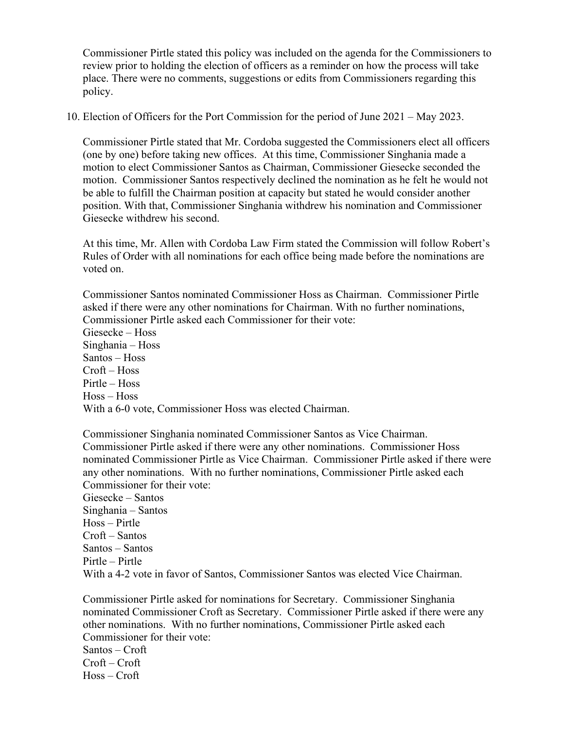Commissioner Pirtle stated this policy was included on the agenda for the Commissioners to review prior to holding the election of officers as a reminder on how the process will take place. There were no comments, suggestions or edits from Commissioners regarding this policy.

10. Election of Officers for the Port Commission for the period of June 2021 – May 2023.

Commissioner Pirtle stated that Mr. Cordoba suggested the Commissioners elect all officers (one by one) before taking new offices. At this time, Commissioner Singhania made a motion to elect Commissioner Santos as Chairman, Commissioner Giesecke seconded the motion. Commissioner Santos respectively declined the nomination as he felt he would not be able to fulfill the Chairman position at capacity but stated he would consider another position. With that, Commissioner Singhania withdrew his nomination and Commissioner Giesecke withdrew his second.

At this time, Mr. Allen with Cordoba Law Firm stated the Commission will follow Robert's Rules of Order with all nominations for each office being made before the nominations are voted on.

Commissioner Santos nominated Commissioner Hoss as Chairman. Commissioner Pirtle asked if there were any other nominations for Chairman. With no further nominations, Commissioner Pirtle asked each Commissioner for their vote:
Giesecke – Hoss
Singhania – Hoss
Santos – Hoss
Croft – Hoss
Pirtle – Hoss
Hoss – Hoss
With a 6-0 vote, Commissioner Hoss was elected Chairman.

Commissioner Singhania nominated Commissioner Santos as Vice Chairman. Commissioner Pirtle asked if there were any other nominations. Commissioner Hoss nominated Commissioner Pirtle as Vice Chairman. Commissioner Pirtle asked if there were any other nominations. With no further nominations, Commissioner Pirtle asked each Commissioner for their vote:
Giesecke – Santos
Singhania – Santos
Hoss – Pirtle
Croft – Santos
Santos – Santos
Pirtle – Pirtle
With a 4-2 vote in favor of Santos, Commissioner Santos was elected Vice Chairman.

Commissioner Pirtle asked for nominations for Secretary. Commissioner Singhania nominated Commissioner Croft as Secretary. Commissioner Pirtle asked if there were any other nominations. With no further nominations, Commissioner Pirtle asked each Commissioner for their vote:
Santos – Croft
Croft – Croft
Hoss – Croft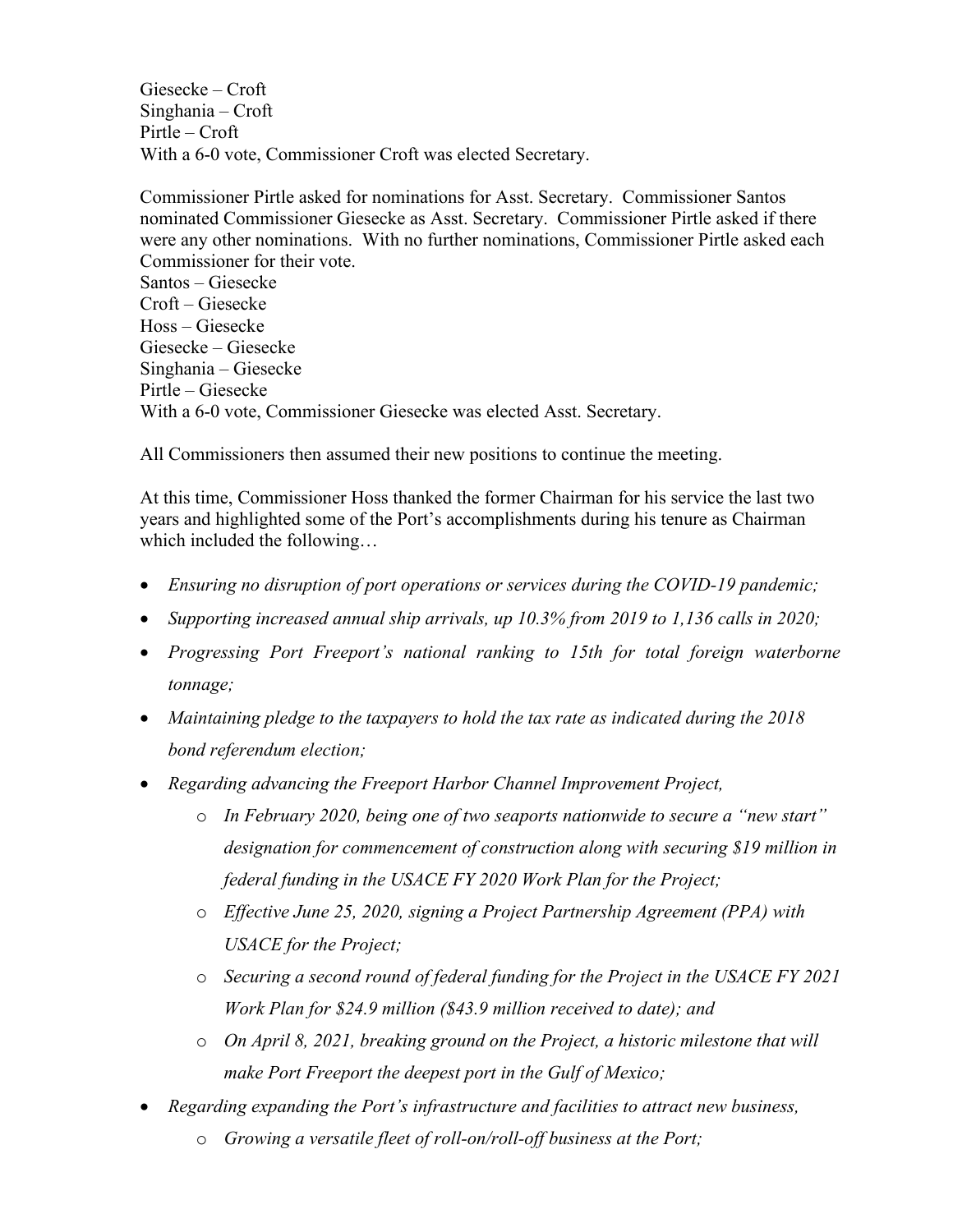Giesecke – Croft
Singhania – Croft
Pirtle – Croft
With a 6-0 vote, Commissioner Croft was elected Secretary.

Commissioner Pirtle asked for nominations for Asst. Secretary. Commissioner Santos nominated Commissioner Giesecke as Asst. Secretary. Commissioner Pirtle asked if there were any other nominations. With no further nominations, Commissioner Pirtle asked each Commissioner for their vote.
Santos – Giesecke
Croft – Giesecke
Hoss – Giesecke
Giesecke – Giesecke
Singhania – Giesecke
Pirtle – Giesecke
With a 6-0 vote, Commissioner Giesecke was elected Asst. Secretary.

All Commissioners then assumed their new positions to continue the meeting.

At this time, Commissioner Hoss thanked the former Chairman for his service the last two years and highlighted some of the Port's accomplishments during his tenure as Chairman which included the following…

- *Ensuring no disruption of port operations or services during the COVID-19 pandemic;*
- *Supporting increased annual ship arrivals, up 10.3% from 2019 to 1,136 calls in 2020;*
- *Progressing Port Freeport's national ranking to 15th for total foreign waterborne tonnage;*
- *Maintaining pledge to the taxpayers to hold the tax rate as indicated during the 2018 bond referendum election;*
- *Regarding advancing the Freeport Harbor Channel Improvement Project,*
  - *In February 2020, being one of two seaports nationwide to secure a "new start" designation for commencement of construction along with securing $19 million in federal funding in the USACE FY 2020 Work Plan for the Project;*
  - *Effective June 25, 2020, signing a Project Partnership Agreement (PPA) with USACE for the Project;*
  - *Securing a second round of federal funding for the Project in the USACE FY 2021 Work Plan for $24.9 million ($43.9 million received to date); and*
  - *On April 8, 2021, breaking ground on the Project, a historic milestone that will make Port Freeport the deepest port in the Gulf of Mexico;*
- *Regarding expanding the Port's infrastructure and facilities to attract new business,*
  - *Growing a versatile fleet of roll-on/roll-off business at the Port;*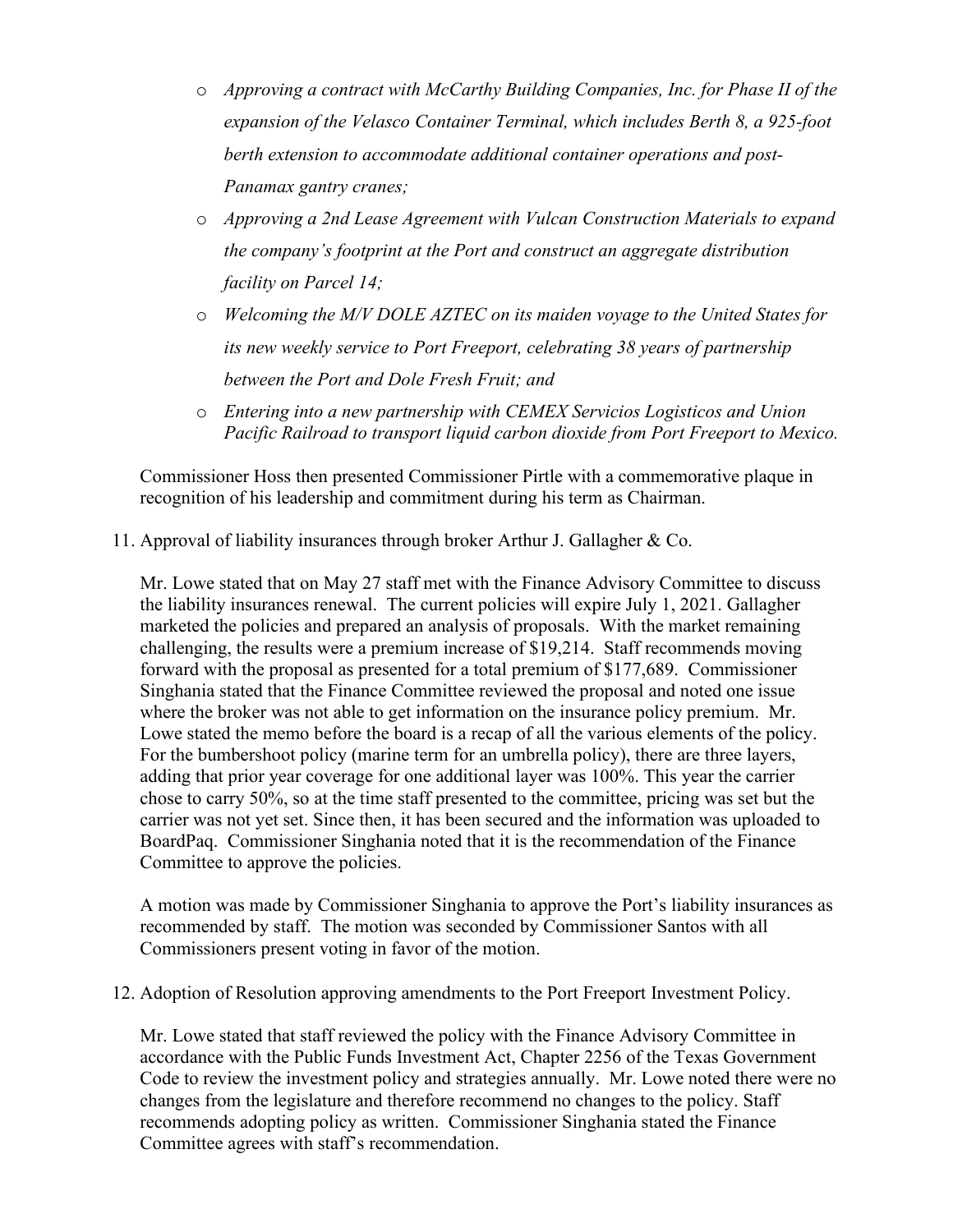- *Approving a contract with McCarthy Building Companies, Inc. for Phase II of the expansion of the Velasco Container Terminal, which includes Berth 8, a 925-foot berth extension to accommodate additional container operations and post-Panamax gantry cranes;*
- *Approving a 2nd Lease Agreement with Vulcan Construction Materials to expand the company's footprint at the Port and construct an aggregate distribution facility on Parcel 14;*
- *Welcoming the M/V DOLE AZTEC on its maiden voyage to the United States for its new weekly service to Port Freeport, celebrating 38 years of partnership between the Port and Dole Fresh Fruit; and*
- *Entering into a new partnership with CEMEX Servicios Logisticos and Union Pacific Railroad to transport liquid carbon dioxide from Port Freeport to Mexico.*

Commissioner Hoss then presented Commissioner Pirtle with a commemorative plaque in recognition of his leadership and commitment during his term as Chairman.

11. Approval of liability insurances through broker Arthur J. Gallagher & Co.

    Mr. Lowe stated that on May 27 staff met with the Finance Advisory Committee to discuss the liability insurances renewal. The current policies will expire July 1, 2021. Gallagher marketed the policies and prepared an analysis of proposals. With the market remaining challenging, the results were a premium increase of $19,214. Staff recommends moving forward with the proposal as presented for a total premium of $177,689. Commissioner Singhania stated that the Finance Committee reviewed the proposal and noted one issue where the broker was not able to get information on the insurance policy premium. Mr. Lowe stated the memo before the board is a recap of all the various elements of the policy. For the bumbershoot policy (marine term for an umbrella policy), there are three layers, adding that prior year coverage for one additional layer was 100%. This year the carrier chose to carry 50%, so at the time staff presented to the committee, pricing was set but the carrier was not yet set. Since then, it has been secured and the information was uploaded to BoardPaq. Commissioner Singhania noted that it is the recommendation of the Finance Committee to approve the policies.

    A motion was made by Commissioner Singhania to approve the Port's liability insurances as recommended by staff. The motion was seconded by Commissioner Santos with all Commissioners present voting in favor of the motion.

12. Adoption of Resolution approving amendments to the Port Freeport Investment Policy.

    Mr. Lowe stated that staff reviewed the policy with the Finance Advisory Committee in accordance with the Public Funds Investment Act, Chapter 2256 of the Texas Government Code to review the investment policy and strategies annually. Mr. Lowe noted there were no changes from the legislature and therefore recommend no changes to the policy. Staff recommends adopting policy as written. Commissioner Singhania stated the Finance Committee agrees with staff's recommendation.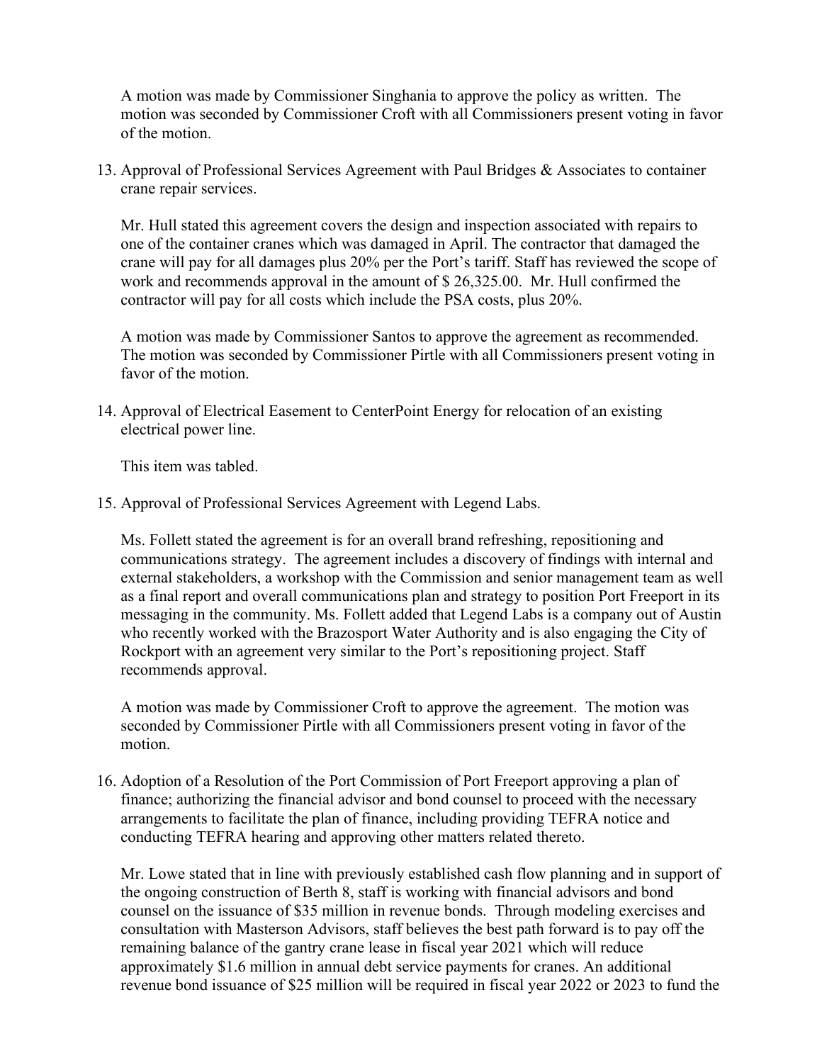A motion was made by Commissioner Singhania to approve the policy as written. The motion was seconded by Commissioner Croft with all Commissioners present voting in favor of the motion.

13. Approval of Professional Services Agreement with Paul Bridges & Associates to container crane repair services.

    Mr. Hull stated this agreement covers the design and inspection associated with repairs to one of the container cranes which was damaged in April. The contractor that damaged the crane will pay for all damages plus 20% per the Port's tariff. Staff has reviewed the scope of work and recommends approval in the amount of $ 26,325.00. Mr. Hull confirmed the contractor will pay for all costs which include the PSA costs, plus 20%.

    A motion was made by Commissioner Santos to approve the agreement as recommended. The motion was seconded by Commissioner Pirtle with all Commissioners present voting in favor of the motion.

14. Approval of Electrical Easement to CenterPoint Energy for relocation of an existing electrical power line.

    This item was tabled.

15. Approval of Professional Services Agreement with Legend Labs.

    Ms. Follett stated the agreement is for an overall brand refreshing, repositioning and communications strategy. The agreement includes a discovery of findings with internal and external stakeholders, a workshop with the Commission and senior management team as well as a final report and overall communications plan and strategy to position Port Freeport in its messaging in the community. Ms. Follett added that Legend Labs is a company out of Austin who recently worked with the Brazosport Water Authority and is also engaging the City of Rockport with an agreement very similar to the Port's repositioning project. Staff recommends approval.

    A motion was made by Commissioner Croft to approve the agreement. The motion was seconded by Commissioner Pirtle with all Commissioners present voting in favor of the motion.

16. Adoption of a Resolution of the Port Commission of Port Freeport approving a plan of finance; authorizing the financial advisor and bond counsel to proceed with the necessary arrangements to facilitate the plan of finance, including providing TEFRA notice and conducting TEFRA hearing and approving other matters related thereto.

    Mr. Lowe stated that in line with previously established cash flow planning and in support of the ongoing construction of Berth 8, staff is working with financial advisors and bond counsel on the issuance of $35 million in revenue bonds. Through modeling exercises and consultation with Masterson Advisors, staff believes the best path forward is to pay off the remaining balance of the gantry crane lease in fiscal year 2021 which will reduce approximately $1.6 million in annual debt service payments for cranes. An additional revenue bond issuance of $25 million will be required in fiscal year 2022 or 2023 to fund the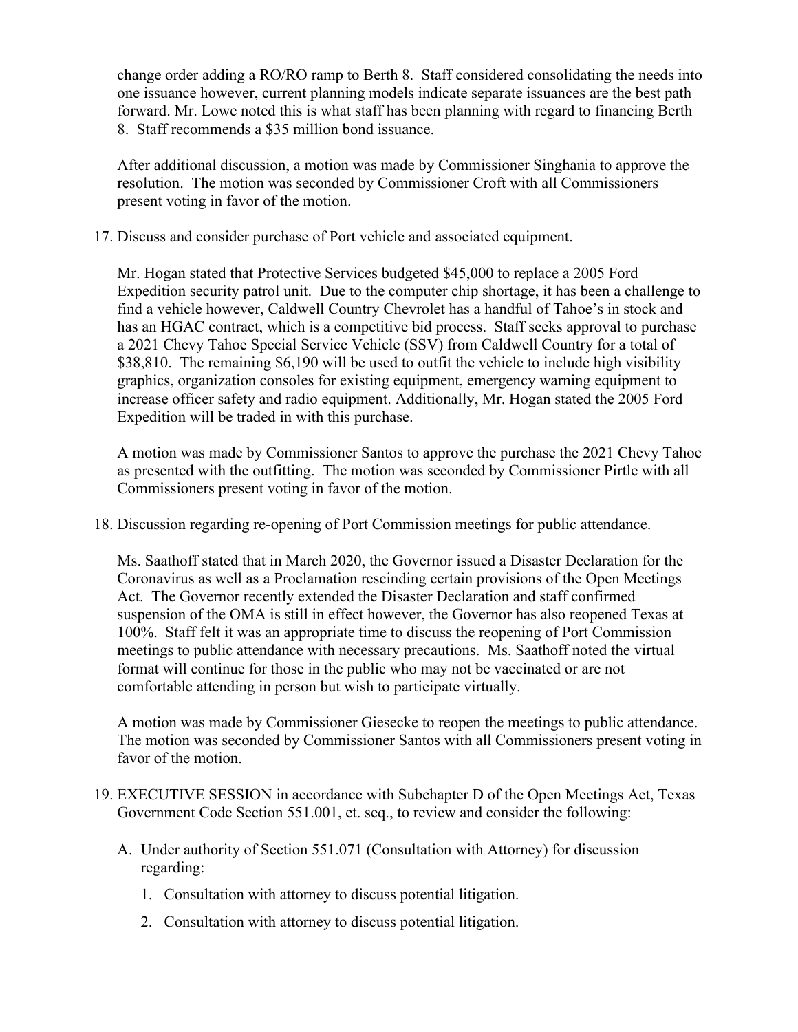change order adding a RO/RO ramp to Berth 8. Staff considered consolidating the needs into one issuance however, current planning models indicate separate issuances are the best path forward. Mr. Lowe noted this is what staff has been planning with regard to financing Berth 8. Staff recommends a $35 million bond issuance.

After additional discussion, a motion was made by Commissioner Singhania to approve the resolution. The motion was seconded by Commissioner Croft with all Commissioners present voting in favor of the motion.

17. Discuss and consider purchase of Port vehicle and associated equipment.

    Mr. Hogan stated that Protective Services budgeted $45,000 to replace a 2005 Ford Expedition security patrol unit. Due to the computer chip shortage, it has been a challenge to find a vehicle however, Caldwell Country Chevrolet has a handful of Tahoe's in stock and has an HGAC contract, which is a competitive bid process. Staff seeks approval to purchase a 2021 Chevy Tahoe Special Service Vehicle (SSV) from Caldwell Country for a total of $38,810. The remaining $6,190 will be used to outfit the vehicle to include high visibility graphics, organization consoles for existing equipment, emergency warning equipment to increase officer safety and radio equipment. Additionally, Mr. Hogan stated the 2005 Ford Expedition will be traded in with this purchase.

    A motion was made by Commissioner Santos to approve the purchase the 2021 Chevy Tahoe as presented with the outfitting. The motion was seconded by Commissioner Pirtle with all Commissioners present voting in favor of the motion.

18. Discussion regarding re-opening of Port Commission meetings for public attendance.

    Ms. Saathoff stated that in March 2020, the Governor issued a Disaster Declaration for the Coronavirus as well as a Proclamation rescinding certain provisions of the Open Meetings Act. The Governor recently extended the Disaster Declaration and staff confirmed suspension of the OMA is still in effect however, the Governor has also reopened Texas at 100%. Staff felt it was an appropriate time to discuss the reopening of Port Commission meetings to public attendance with necessary precautions. Ms. Saathoff noted the virtual format will continue for those in the public who may not be vaccinated or are not comfortable attending in person but wish to participate virtually.

    A motion was made by Commissioner Giesecke to reopen the meetings to public attendance. The motion was seconded by Commissioner Santos with all Commissioners present voting in favor of the motion.

19. EXECUTIVE SESSION in accordance with Subchapter D of the Open Meetings Act, Texas Government Code Section 551.001, et. seq., to review and consider the following:

    A. Under authority of Section 551.071 (Consultation with Attorney) for discussion regarding:

        1. Consultation with attorney to discuss potential litigation.
        2. Consultation with attorney to discuss potential litigation.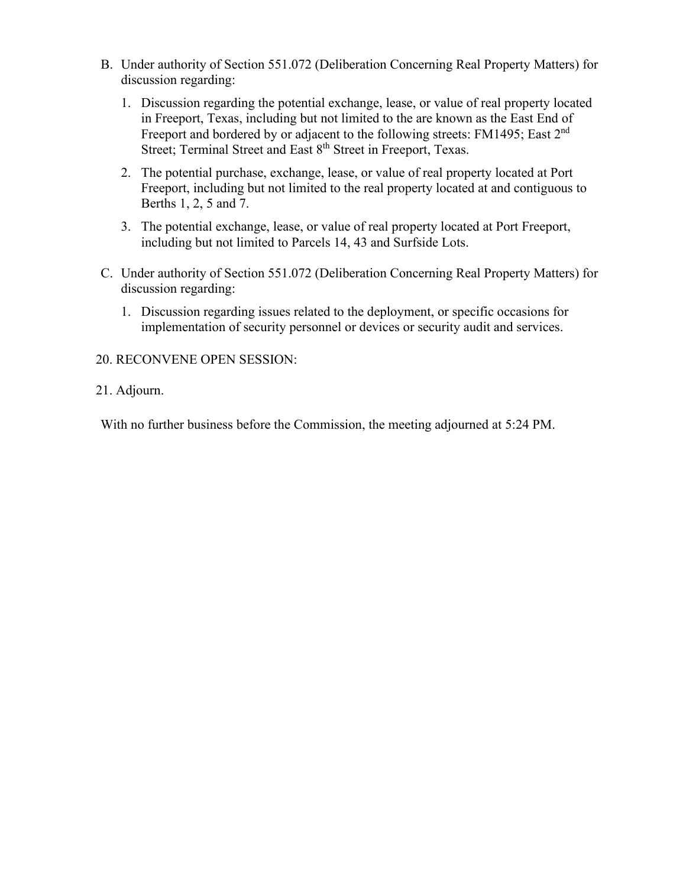B. Under authority of Section 551.072 (Deliberation Concerning Real Property Matters) for discussion regarding:

   1. Discussion regarding the potential exchange, lease, or value of real property located in Freeport, Texas, including but not limited to the are known as the East End of Freeport and bordered by or adjacent to the following streets: FM1495; East 2nd Street; Terminal Street and East 8th Street in Freeport, Texas.

   2. The potential purchase, exchange, lease, or value of real property located at Port Freeport, including but not limited to the real property located at and contiguous to Berths 1, 2, 5 and 7.

   3. The potential exchange, lease, or value of real property located at Port Freeport, including but not limited to Parcels 14, 43 and Surfside Lots.

C. Under authority of Section 551.072 (Deliberation Concerning Real Property Matters) for discussion regarding:

   1. Discussion regarding issues related to the deployment, or specific occasions for implementation of security personnel or devices or security audit and services.

20. RECONVENE OPEN SESSION:

21. Adjourn.

With no further business before the Commission, the meeting adjourned at 5:24 PM.